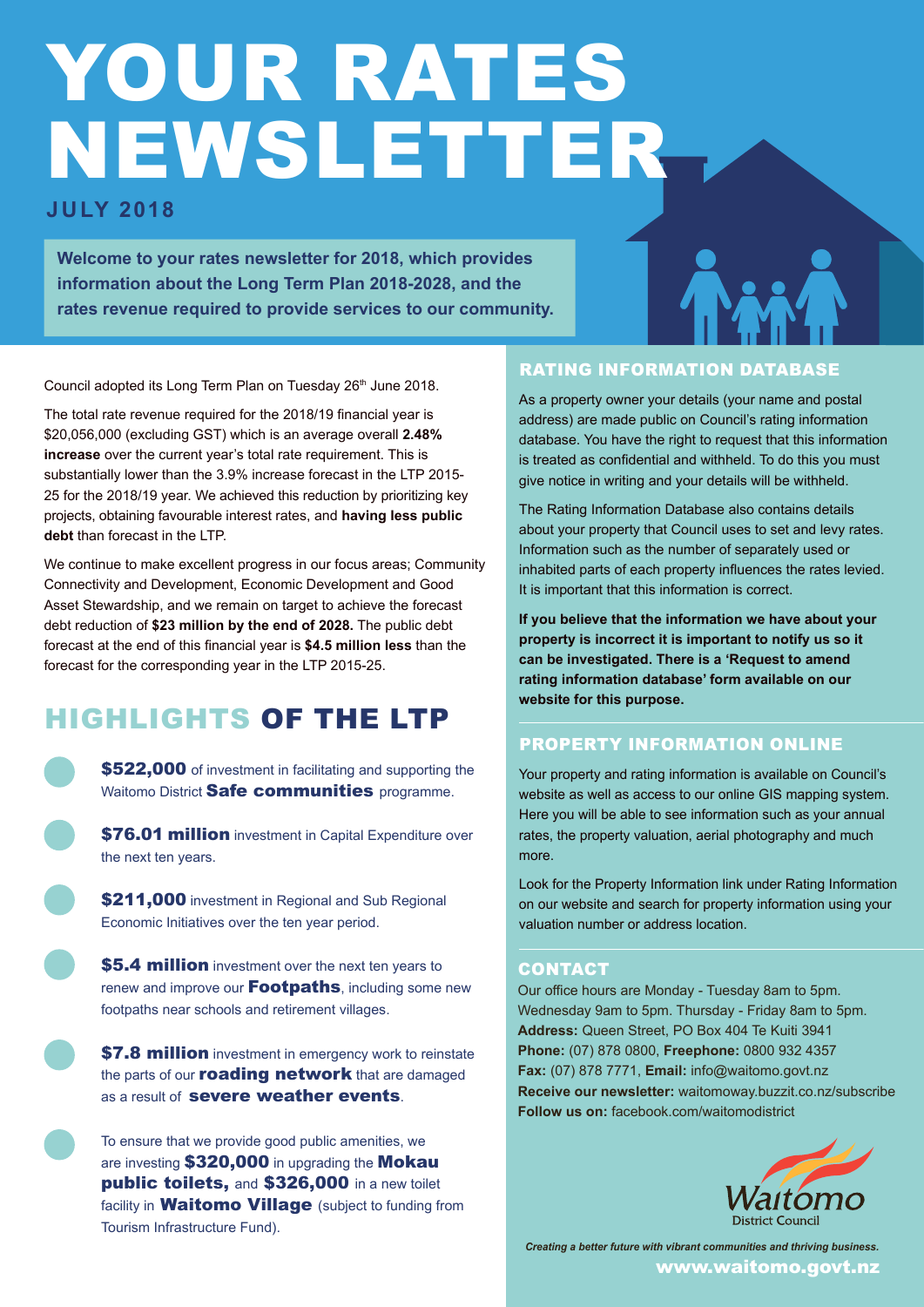# YOUR RATES NEWSLETTER

**JULY 2018**

**Welcome to your rates newsletter for 2018, which provides information about the Long Term Plan 2018-2028, and the rates revenue required to provide services to our community.**

Council adopted its Long Term Plan on Tuesday 26th June 2018.

The total rate revenue required for the 2018/19 financial year is $20,056,000 (excluding GST) which is an average overall **2.48% increase** over the current year's total rate requirement. This is substantially lower than the 3.9% increase forecast in the LTP 2015-25 for the 2018/19 year. We achieved this reduction by prioritizing key projects, obtaining favourable interest rates, and **having less public debt** than forecast in the LTP.

We continue to make excellent progress in our focus areas; Community Connectivity and Development, Economic Development and Good Asset Stewardship, and we remain on target to achieve the forecast debt reduction of **$23 million by the end of 2028.** The public debt forecast at the end of this financial year is **$4.5 million less** than the forecast for the corresponding year in the LTP 2015-25.

## HIGHLIGHTS OF THE LTP

- **$522,000** of investment in facilitating and supporting the Waitomo District **Safe communities** programme.
- **$76.01 million** investment in Capital Expenditure over the next ten years.
- **$211,000** investment in Regional and Sub Regional Economic Initiatives over the ten year period.
- **$5.4 million** investment over the next ten years to renew and improve our **Footpaths**, including some new footpaths near schools and retirement villages.
- **$7.8 million** investment in emergency work to reinstate the parts of our **roading network** that are damaged as a result of **severe weather events**.
- To ensure that we provide good public amenities, we are investing **$320,000** in upgrading the **Mokau public toilets,** and **$326,000** in a new toilet facility in **Waitomo Village** (subject to funding from Tourism Infrastructure Fund).

## RATING INFORMATION DATABASE

As a property owner your details (your name and postal address) are made public on Council's rating information database. You have the right to request that this information is treated as confidential and withheld. To do this you must give notice in writing and your details will be withheld.

The Rating Information Database also contains details about your property that Council uses to set and levy rates. Information such as the number of separately used or inhabited parts of each property influences the rates levied. It is important that this information is correct.

**If you believe that the information we have about your property is incorrect it is important to notify us so it can be investigated. There is a 'Request to amend rating information database' form available on our website for this purpose.**

## PROPERTY INFORMATION ONLINE

Your property and rating information is available on Council's website as well as access to our online GIS mapping system. Here you will be able to see information such as your annual rates, the property valuation, aerial photography and much more.

Look for the Property Information link under Rating Information on our website and search for property information using your valuation number or address location.

## CONTACT

Our office hours are Monday - Tuesday 8am to 5pm. Wednesday 9am to 5pm. Thursday - Friday 8am to 5pm.
**Address:** Queen Street, PO Box 404 Te Kuiti 3941
**Phone:** (07) 878 0800, **Freephone:** 0800 932 4357
**Fax:** (07) 878 7771, **Email:** info@waitomo.govt.nz
**Receive our newsletter:** waitomoway.buzzit.co.nz/subscribe
**Follow us on:** facebook.com/waitomodistrict

Waitomo District Council

*Creating a better future with vibrant communities and thriving business.*

**www.waitomo.govt.nz**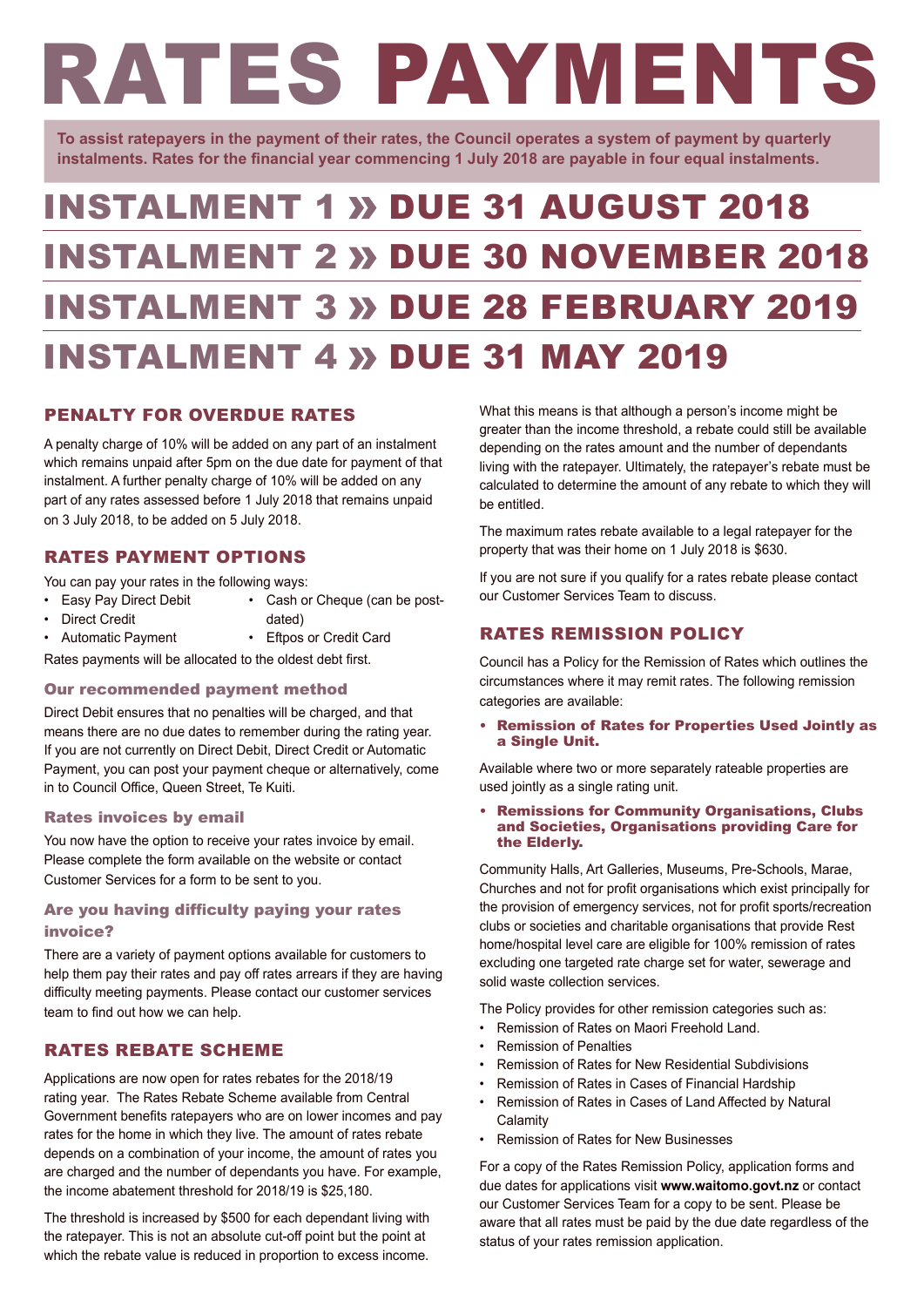# RATES PAYMENTS

**To assist ratepayers in the payment of their rates, the Council operates a system of payment by quarterly instalments. Rates for the financial year commencing 1 July 2018 are payable in four equal instalments.**

## INSTALMENT 1 » DUE 31 AUGUST 2018

## INSTALMENT 2 » DUE 30 NOVEMBER 2018

## INSTALMENT 3 » DUE 28 FEBRUARY 2019

## INSTALMENT 4 » DUE 31 MAY 2019

### PENALTY FOR OVERDUE RATES

A penalty charge of 10% will be added on any part of an instalment which remains unpaid after 5pm on the due date for payment of that instalment. A further penalty charge of 10% will be added on any part of any rates assessed before 1 July 2018 that remains unpaid on 3 July 2018, to be added on 5 July 2018.

### RATES PAYMENT OPTIONS

You can pay your rates in the following ways:

- Easy Pay Direct Debit
- Direct Credit
- Automatic Payment
- Cash or Cheque (can be post-dated)
- Eftpos or Credit Card

Rates payments will be allocated to the oldest debt first.

#### Our recommended payment method

Direct Debit ensures that no penalties will be charged, and that means there are no due dates to remember during the rating year. If you are not currently on Direct Debit, Direct Credit or Automatic Payment, you can post your payment cheque or alternatively, come in to Council Office, Queen Street, Te Kuiti.

#### Rates invoices by email

You now have the option to receive your rates invoice by email. Please complete the form available on the website or contact Customer Services for a form to be sent to you.

#### Are you having difficulty paying your rates invoice?

There are a variety of payment options available for customers to help them pay their rates and pay off rates arrears if they are having difficulty meeting payments. Please contact our customer services team to find out how we can help.

### RATES REBATE SCHEME

Applications are now open for rates rebates for the 2018/19 rating year. The Rates Rebate Scheme available from Central Government benefits ratepayers who are on lower incomes and pay rates for the home in which they live. The amount of rates rebate depends on a combination of your income, the amount of rates you are charged and the number of dependants you have. For example, the income abatement threshold for 2018/19 is $25,180.

The threshold is increased by $500 for each dependant living with the ratepayer. This is not an absolute cut-off point but the point at which the rebate value is reduced in proportion to excess income.

What this means is that although a person's income might be greater than the income threshold, a rebate could still be available depending on the rates amount and the number of dependants living with the ratepayer. Ultimately, the ratepayer's rebate must be calculated to determine the amount of any rebate to which they will be entitled.

The maximum rates rebate available to a legal ratepayer for the property that was their home on 1 July 2018 is $630.

If you are not sure if you qualify for a rates rebate please contact our Customer Services Team to discuss.

### RATES REMISSION POLICY

Council has a Policy for the Remission of Rates which outlines the circumstances where it may remit rates. The following remission categories are available:

- **Remission of Rates for Properties Used Jointly as a Single Unit.**

Available where two or more separately rateable properties are used jointly as a single rating unit.

- **Remissions for Community Organisations, Clubs and Societies, Organisations providing Care for the Elderly.**

Community Halls, Art Galleries, Museums, Pre-Schools, Marae, Churches and not for profit organisations which exist principally for the provision of emergency services, not for profit sports/recreation clubs or societies and charitable organisations that provide Rest home/hospital level care are eligible for 100% remission of rates excluding one targeted rate charge set for water, sewerage and solid waste collection services.

The Policy provides for other remission categories such as:

- Remission of Rates on Maori Freehold Land.
- Remission of Penalties
- Remission of Rates for New Residential Subdivisions
- Remission of Rates in Cases of Financial Hardship
- Remission of Rates in Cases of Land Affected by Natural Calamity
- Remission of Rates for New Businesses

For a copy of the Rates Remission Policy, application forms and due dates for applications visit **www.waitomo.govt.nz** or contact our Customer Services Team for a copy to be sent. Please be aware that all rates must be paid by the due date regardless of the status of your rates remission application.